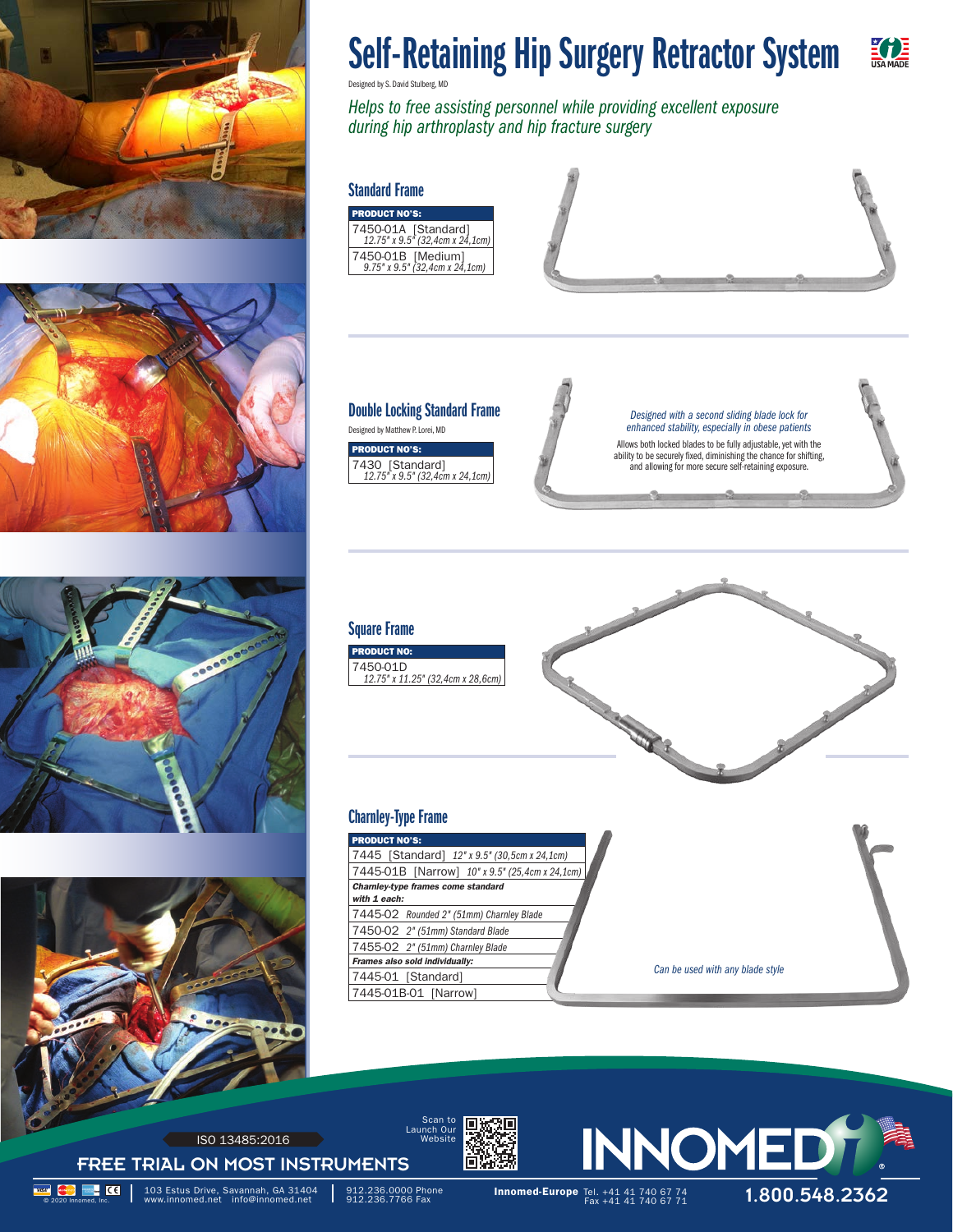# Self-Retaining Hip Surgery Retractor System

Designed by S. David Stulberg, MD

*Helps to free assisting personnel while providing excellent exposure during hip arthroplasty and hip fracture surgery*

## Standard Frame

| PRODUCT NO'S: |
| --- |
| 7450-01A [Standard] *12.75" x 9.5" (32,4cm x 24,1cm)* |
| 7450-01B [Medium] *9.75" x 9.5" (32,4cm x 24,1cm)* |

## Double Locking Standard Frame

Designed by Matthew P. Lorei, MD

| PRODUCT NO'S: |
| --- |
| 7430 [Standard] *12.75" x 9.5" (32,4cm x 24,1cm)* |

*Designed with a second sliding blade lock for enhanced stability, especially in obese patients*

Allows both locked blades to be fully adjustable, yet with the ability to be securely fixed, diminishing the chance for shifting, and allowing for more secure self-retaining exposure.

## Square Frame

| PRODUCT NO: |
| --- |
| 7450-01D *12.75" x 11.25" (32,4cm x 28,6cm)* |

## Charnley-Type Frame

| PRODUCT NO'S: |
| --- |
| 7445 [Standard] *12" x 9.5" (30,5cm x 24,1cm)* |
| 7445-01B [Narrow] *10" x 9.5" (25,4cm x 24,1cm)* |
| ***Charnley-type frames come standard with 1 each:*** |
| 7445-02 *Rounded 2" (51mm) Charnley Blade* |
| 7450-02 *2" (51mm) Standard Blade* |
| 7455-02 *2" (51mm) Charnley Blade* |
| ***Frames also sold individually:*** |
| 7445-01 [Standard] |
| 7445-01B-01 [Narrow] |

*Can be used with any blade style*

ISO 13485:2016

FREE TRIAL ON MOST INSTRUMENTS

Scan to Launch Our Website

INNOMED

© 2020 Innomed, Inc.

103 Estus Drive, Savannah, GA 31404
www.innomed.net info@innomed.net

912.236.0000 Phone
912.236.7766 Fax

**Innomed-Europe** Tel. +41 41 740 67 74
Fax +41 41 740 67 71

1.800.548.2362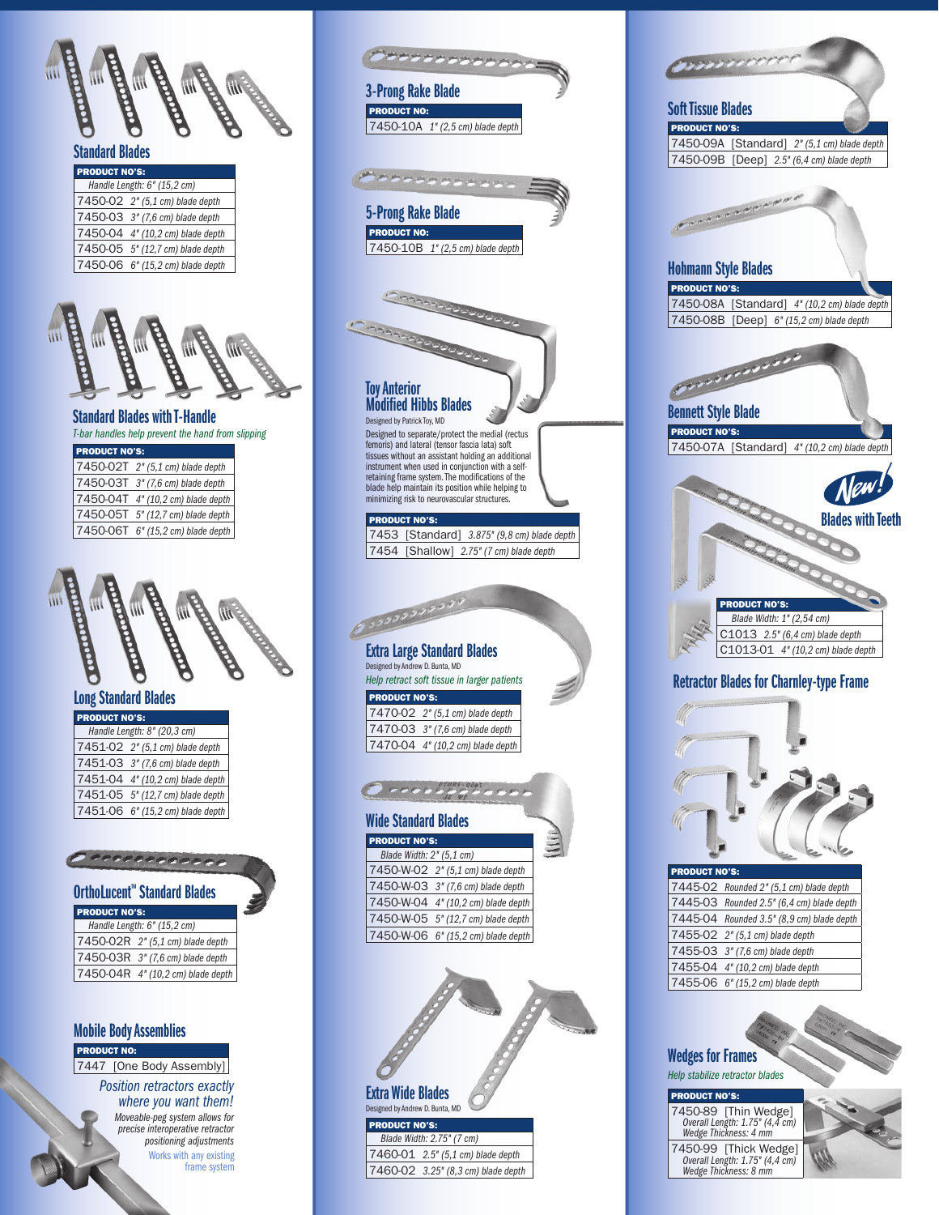## Standard Blades

| PRODUCT NO'S: | |
|---|---|
| *Handle Length: 6" (15,2 cm)* | |
| 7450-02 | *2" (5,1 cm) blade depth* |
| 7450-03 | *3" (7,6 cm) blade depth* |
| 7450-04 | *4" (10,2 cm) blade depth* |
| 7450-05 | *5" (12,7 cm) blade depth* |
| 7450-06 | *6" (15,2 cm) blade depth* |

## Standard Blades with T-Handle

*T-bar handles help prevent the hand from slipping*

| PRODUCT NO'S: | |
|---|---|
| 7450-02T | *2" (5,1 cm) blade depth* |
| 7450-03T | *3" (7,6 cm) blade depth* |
| 7450-04T | *4" (10,2 cm) blade depth* |
| 7450-05T | *5" (12,7 cm) blade depth* |
| 7450-06T | *6" (15,2 cm) blade depth* |

## Long Standard Blades

| PRODUCT NO'S: | |
|---|---|
| *Handle Length: 8" (20,3 cm)* | |
| 7451-02 | *2" (5,1 cm) blade depth* |
| 7451-03 | *3" (7,6 cm) blade depth* |
| 7451-04 | *4" (10,2 cm) blade depth* |
| 7451-05 | *5" (12,7 cm) blade depth* |
| 7451-06 | *6" (15,2 cm) blade depth* |

## OrthoLucent™ Standard Blades

| PRODUCT NO'S: | |
|---|---|
| *Handle Length: 6" (15,2 cm)* | |
| 7450-02R | *2" (5,1 cm) blade depth* |
| 7450-03R | *3" (7,6 cm) blade depth* |
| 7450-04R | *4" (10,2 cm) blade depth* |

## Mobile Body Assemblies

| PRODUCT NO: |
|---|
| 7447 [One Body Assembly] |

*Position retractors exactly where you want them!*

*Moveable-peg system allows for precise interoperative retractor positioning adjustments*

Works with any existing frame system

## 3-Prong Rake Blade

| PRODUCT NO: | |
|---|---|
| 7450-10A | *1" (2,5 cm) blade depth* |

## 5-Prong Rake Blade

| PRODUCT NO: | |
|---|---|
| 7450-10B | *1" (2,5 cm) blade depth* |

## Toy Anterior Modified Hibbs Blades

Designed by Patrick Toy, MD

Designed to separate/protect the medial (rectus femoris) and lateral (tensor fascia lata) soft tissues without an assistant holding an additional instrument when used in conjunction with a self-retaining frame system. The modifications of the blade help maintain its position while helping to minimizing risk to neurovascular structures.

| PRODUCT NO'S: | |
|---|---|
| 7453 [Standard] | *3.875" (9,8 cm) blade depth* |
| 7454 [Shallow] | *2.75" (7 cm) blade depth* |

## Extra Large Standard Blades

Designed by Andrew D. Bunta, MD

*Help retract soft tissue in larger patients*

| PRODUCT NO'S: | |
|---|---|
| 7470-02 | *2" (5,1 cm) blade depth* |
| 7470-03 | *3" (7,6 cm) blade depth* |
| 7470-04 | *4" (10,2 cm) blade depth* |

## Wide Standard Blades

| PRODUCT NO'S: | |
|---|---|
| *Blade Width: 2" (5,1 cm)* | |
| 7450-W-02 | *2" (5,1 cm) blade depth* |
| 7450-W-03 | *3" (7,6 cm) blade depth* |
| 7450-W-04 | *4" (10,2 cm) blade depth* |
| 7450-W-05 | *5" (12,7 cm) blade depth* |
| 7450-W-06 | *6" (15,2 cm) blade depth* |

## Extra Wide Blades

Designed by Andrew D. Bunta, MD

| PRODUCT NO'S: | |
|---|---|
| *Blade Width: 2.75" (7 cm)* | |
| 7460-01 | *2.5" (5,1 cm) blade depth* |
| 7460-02 | *3.25" (8,3 cm) blade depth* |

## Soft Tissue Blades

| PRODUCT NO'S: | |
|---|---|
| 7450-09A [Standard] | *2" (5,1 cm) blade depth* |
| 7450-09B [Deep] | *2.5" (6,4 cm) blade depth* |

## Hohmann Style Blades

| PRODUCT NO'S: | |
|---|---|
| 7450-08A [Standard] | *4" (10,2 cm) blade depth* |
| 7450-08B [Deep] | *6" (15,2 cm) blade depth* |

## Bennett Style Blade

| PRODUCT NO'S: | |
|---|---|
| 7450-07A [Standard] | *4" (10,2 cm) blade depth* |

## New! Blades with Teeth

| PRODUCT NO'S: | |
|---|---|
| *Blade Width: 1" (2,54 cm)* | |
| C1013 | *2.5" (6,4 cm) blade depth* |
| C1013-01 | *4" (10,2 cm) blade depth* |

## Retractor Blades for Charnley-type Frame

| PRODUCT NO'S: | |
|---|---|
| 7445-02 | *Rounded 2" (5,1 cm) blade depth* |
| 7445-03 | *Rounded 2.5" (6,4 cm) blade depth* |
| 7445-04 | *Rounded 3.5" (8,9 cm) blade depth* |
| 7455-02 | *2" (5,1 cm) blade depth* |
| 7455-03 | *3" (7,6 cm) blade depth* |
| 7455-04 | *4" (10,2 cm) blade depth* |
| 7455-06 | *6" (15,2 cm) blade depth* |

## Wedges for Frames

*Help stabilize retractor blades*

| PRODUCT NO'S: |
|---|
| 7450-89 [Thin Wedge] *Overall Length: 1.75" (4,4 cm) Wedge Thickness: 4 mm* |
| 7450-99 [Thick Wedge] *Overall Length: 1.75" (4,4 cm) Wedge Thickness: 8 mm* |